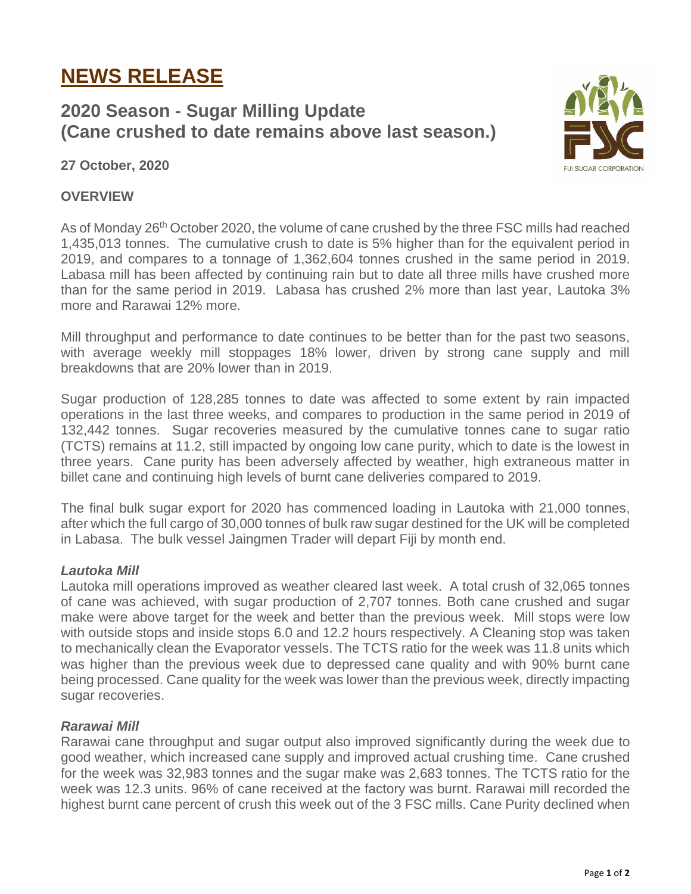# NEWS RELEASE

## 2020 Season - Sugar Milling Update (Cane crushed to date remains above last season.)

**27 October, 2020**

### OVERVIEW

As of Monday 26th October 2020, the volume of cane crushed by the three FSC mills had reached 1,435,013 tonnes. The cumulative crush to date is 5% higher than for the equivalent period in 2019, and compares to a tonnage of 1,362,604 tonnes crushed in the same period in 2019. Labasa mill has been affected by continuing rain but to date all three mills have crushed more than for the same period in 2019. Labasa has crushed 2% more than last year, Lautoka 3% more and Rarawai 12% more.

Mill throughput and performance to date continues to be better than for the past two seasons, with average weekly mill stoppages 18% lower, driven by strong cane supply and mill breakdowns that are 20% lower than in 2019.

Sugar production of 128,285 tonnes to date was affected to some extent by rain impacted operations in the last three weeks, and compares to production in the same period in 2019 of 132,442 tonnes. Sugar recoveries measured by the cumulative tonnes cane to sugar ratio (TCTS) remains at 11.2, still impacted by ongoing low cane purity, which to date is the lowest in three years. Cane purity has been adversely affected by weather, high extraneous matter in billet cane and continuing high levels of burnt cane deliveries compared to 2019.

The final bulk sugar export for 2020 has commenced loading in Lautoka with 21,000 tonnes, after which the full cargo of 30,000 tonnes of bulk raw sugar destined for the UK will be completed in Labasa. The bulk vessel Jaingmen Trader will depart Fiji by month end.

***Lautoka Mill***

Lautoka mill operations improved as weather cleared last week. A total crush of 32,065 tonnes of cane was achieved, with sugar production of 2,707 tonnes. Both cane crushed and sugar make were above target for the week and better than the previous week. Mill stops were low with outside stops and inside stops 6.0 and 12.2 hours respectively. A Cleaning stop was taken to mechanically clean the Evaporator vessels. The TCTS ratio for the week was 11.8 units which was higher than the previous week due to depressed cane quality and with 90% burnt cane being processed. Cane quality for the week was lower than the previous week, directly impacting sugar recoveries.

***Rarawai Mill***

Rarawai cane throughput and sugar output also improved significantly during the week due to good weather, which increased cane supply and improved actual crushing time. Cane crushed for the week was 32,983 tonnes and the sugar make was 2,683 tonnes. The TCTS ratio for the week was 12.3 units. 96% of cane received at the factory was burnt. Rarawai mill recorded the highest burnt cane percent of crush this week out of the 3 FSC mills. Cane Purity declined when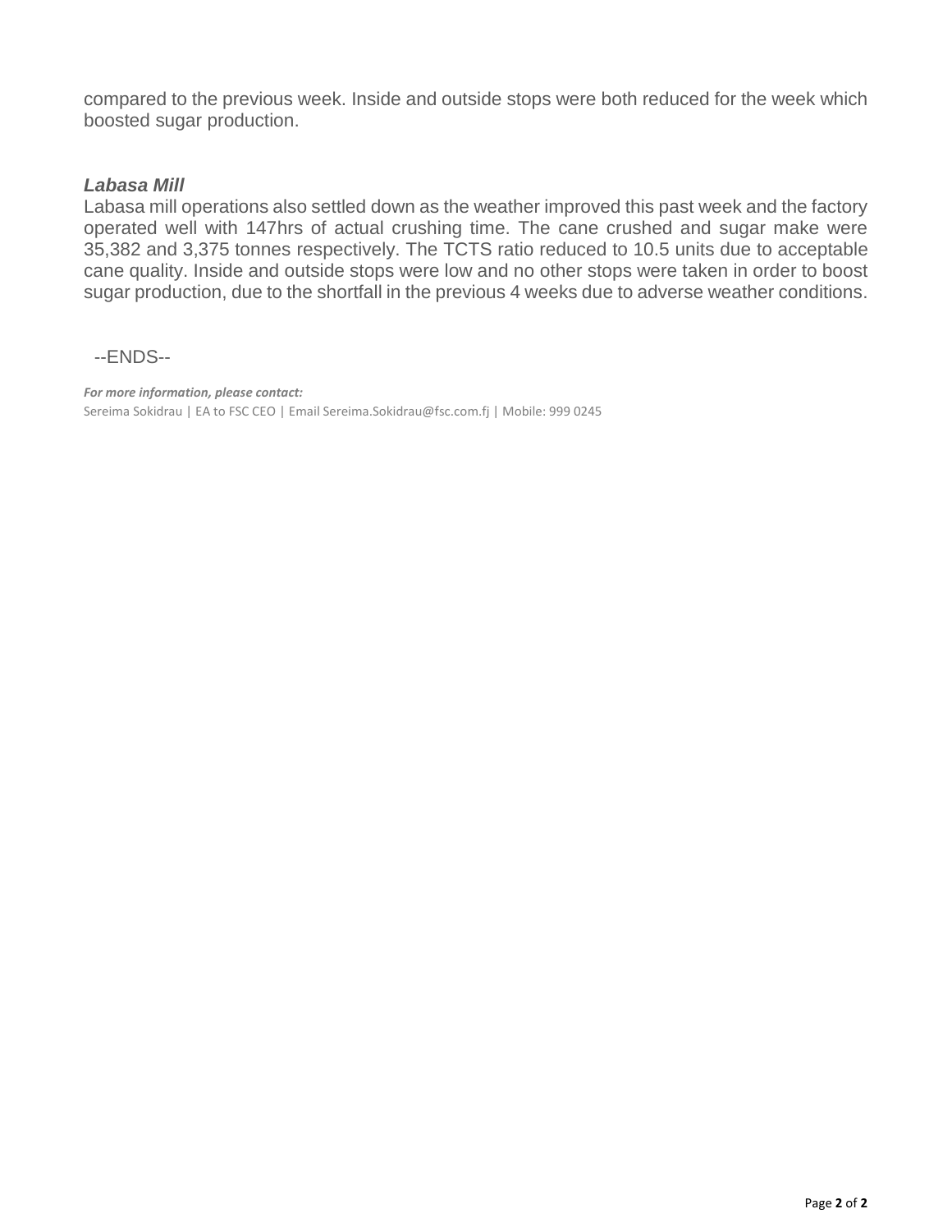compared to the previous week. Inside and outside stops were both reduced for the week which boosted sugar production.

***Labasa Mill***

Labasa mill operations also settled down as the weather improved this past week and the factory operated well with 147hrs of actual crushing time. The cane crushed and sugar make were 35,382 and 3,375 tonnes respectively. The TCTS ratio reduced to 10.5 units due to acceptable cane quality. Inside and outside stops were low and no other stops were taken in order to boost sugar production, due to the shortfall in the previous 4 weeks due to adverse weather conditions.

--ENDS--

***For more information, please contact:***

Sereima Sokidrau | EA to FSC CEO | Email Sereima.Sokidrau@fsc.com.fj | Mobile: 999 0245